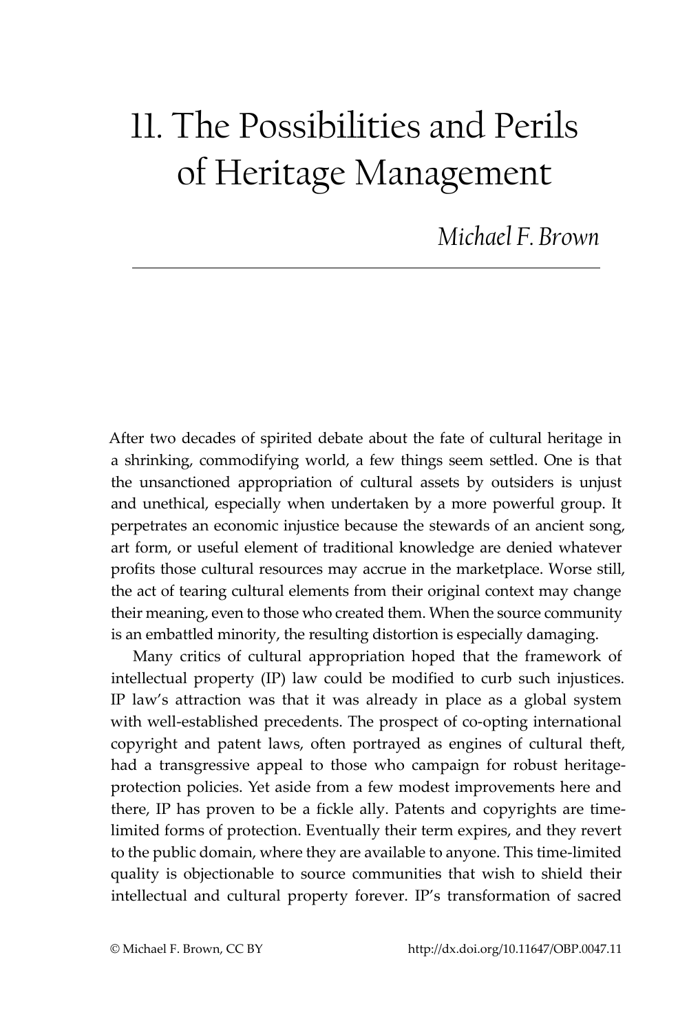# 11. The Possibilities and Perils of Heritage Management

*Michael F. Brown*

After two decades of spirited debate about the fate of cultural heritage in a shrinking, commodifying world, a few things seem settled. One is that the unsanctioned appropriation of cultural assets by outsiders is unjust and unethical, especially when undertaken by a more powerful group. It perpetrates an economic injustice because the stewards of an ancient song, art form, or useful element of traditional knowledge are denied whatever profits those cultural resources may accrue in the marketplace. Worse still, the act of tearing cultural elements from their original context may change their meaning, even to those who created them. When the source community is an embattled minority, the resulting distortion is especially damaging.

Many critics of cultural appropriation hoped that the framework of intellectual property (IP) law could be modified to curb such injustices. IP law's attraction was that it was already in place as a global system with well-established precedents. The prospect of co-opting international copyright and patent laws, often portrayed as engines of cultural theft, had a transgressive appeal to those who campaign for robust heritage-protection policies. Yet aside from a few modest improvements here and there, IP has proven to be a fickle ally. Patents and copyrights are time-limited forms of protection. Eventually their term expires, and they revert to the public domain, where they are available to anyone. This time-limited quality is objectionable to source communities that wish to shield their intellectual and cultural property forever. IP's transformation of sacred

© Michael F. Brown, CC BY http://dx.doi.org/10.11647/OBP.0047.11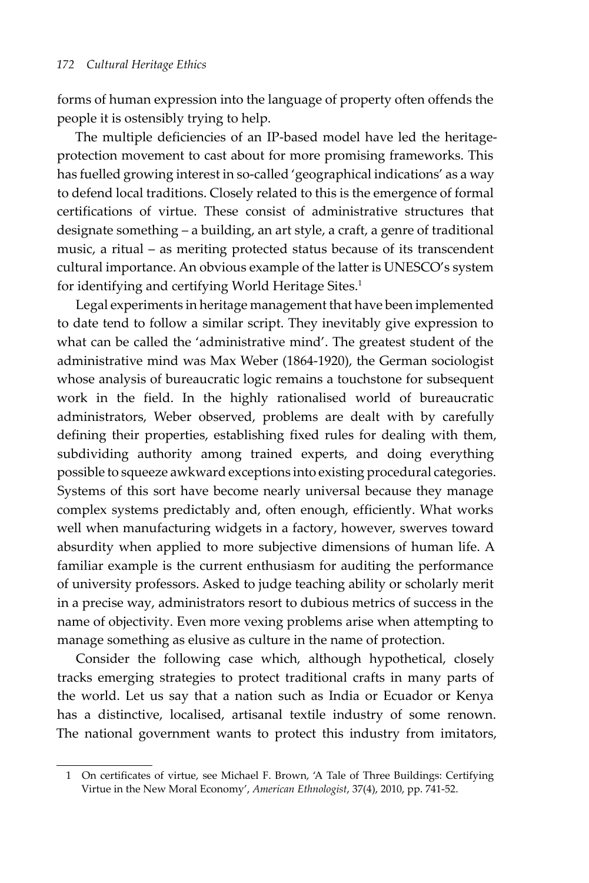forms of human expression into the language of property often offends the people it is ostensibly trying to help.

The multiple deficiencies of an IP-based model have led the heritage-protection movement to cast about for more promising frameworks. This has fuelled growing interest in so-called 'geographical indications' as a way to defend local traditions. Closely related to this is the emergence of formal certifications of virtue. These consist of administrative structures that designate something – a building, an art style, a craft, a genre of traditional music, a ritual – as meriting protected status because of its transcendent cultural importance. An obvious example of the latter is UNESCO's system for identifying and certifying World Heritage Sites.[1]

Legal experiments in heritage management that have been implemented to date tend to follow a similar script. They inevitably give expression to what can be called the 'administrative mind'. The greatest student of the administrative mind was Max Weber (1864-1920), the German sociologist whose analysis of bureaucratic logic remains a touchstone for subsequent work in the field. In the highly rationalised world of bureaucratic administrators, Weber observed, problems are dealt with by carefully defining their properties, establishing fixed rules for dealing with them, subdividing authority among trained experts, and doing everything possible to squeeze awkward exceptions into existing procedural categories. Systems of this sort have become nearly universal because they manage complex systems predictably and, often enough, efficiently. What works well when manufacturing widgets in a factory, however, swerves toward absurdity when applied to more subjective dimensions of human life. A familiar example is the current enthusiasm for auditing the performance of university professors. Asked to judge teaching ability or scholarly merit in a precise way, administrators resort to dubious metrics of success in the name of objectivity. Even more vexing problems arise when attempting to manage something as elusive as culture in the name of protection.

Consider the following case which, although hypothetical, closely tracks emerging strategies to protect traditional crafts in many parts of the world. Let us say that a nation such as India or Ecuador or Kenya has a distinctive, localised, artisanal textile industry of some renown. The national government wants to protect this industry from imitators,

---

[1] On certificates of virtue, see Michael F. Brown, 'A Tale of Three Buildings: Certifying Virtue in the New Moral Economy', *American Ethnologist*, 37(4), 2010, pp. 741-52.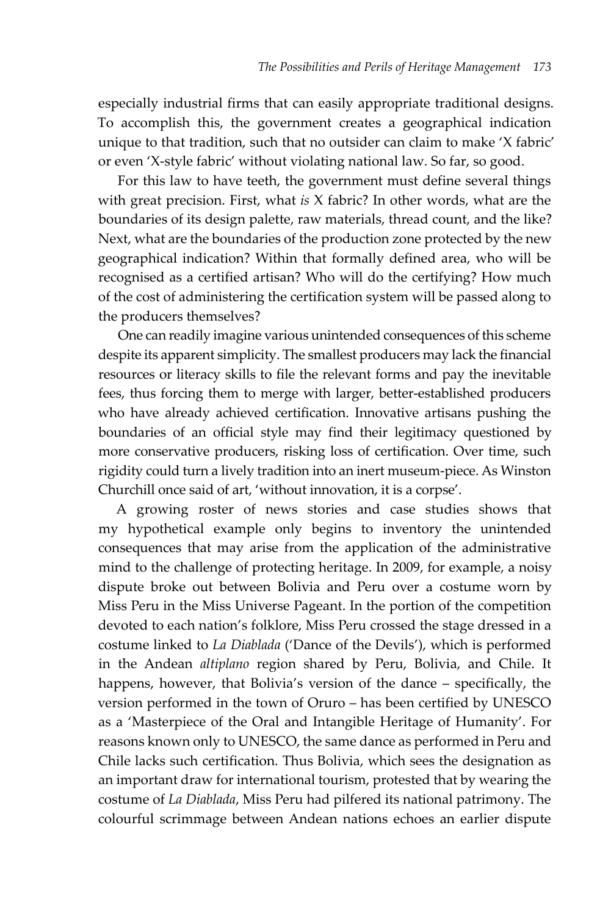especially industrial firms that can easily appropriate traditional designs. To accomplish this, the government creates a geographical indication unique to that tradition, such that no outsider can claim to make 'X fabric' or even 'X-style fabric' without violating national law. So far, so good.

For this law to have teeth, the government must define several things with great precision. First, what *is* X fabric? In other words, what are the boundaries of its design palette, raw materials, thread count, and the like? Next, what are the boundaries of the production zone protected by the new geographical indication? Within that formally defined area, who will be recognised as a certified artisan? Who will do the certifying? How much of the cost of administering the certification system will be passed along to the producers themselves?

One can readily imagine various unintended consequences of this scheme despite its apparent simplicity. The smallest producers may lack the financial resources or literacy skills to file the relevant forms and pay the inevitable fees, thus forcing them to merge with larger, better-established producers who have already achieved certification. Innovative artisans pushing the boundaries of an official style may find their legitimacy questioned by more conservative producers, risking loss of certification. Over time, such rigidity could turn a lively tradition into an inert museum-piece. As Winston Churchill once said of art, 'without innovation, it is a corpse'.

A growing roster of news stories and case studies shows that my hypothetical example only begins to inventory the unintended consequences that may arise from the application of the administrative mind to the challenge of protecting heritage. In 2009, for example, a noisy dispute broke out between Bolivia and Peru over a costume worn by Miss Peru in the Miss Universe Pageant. In the portion of the competition devoted to each nation's folklore, Miss Peru crossed the stage dressed in a costume linked to *La Diablada* ('Dance of the Devils'), which is performed in the Andean *altiplano* region shared by Peru, Bolivia, and Chile. It happens, however, that Bolivia's version of the dance – specifically, the version performed in the town of Oruro – has been certified by UNESCO as a 'Masterpiece of the Oral and Intangible Heritage of Humanity'. For reasons known only to UNESCO, the same dance as performed in Peru and Chile lacks such certification. Thus Bolivia, which sees the designation as an important draw for international tourism, protested that by wearing the costume of *La Diablada*, Miss Peru had pilfered its national patrimony. The colourful scrimmage between Andean nations echoes an earlier dispute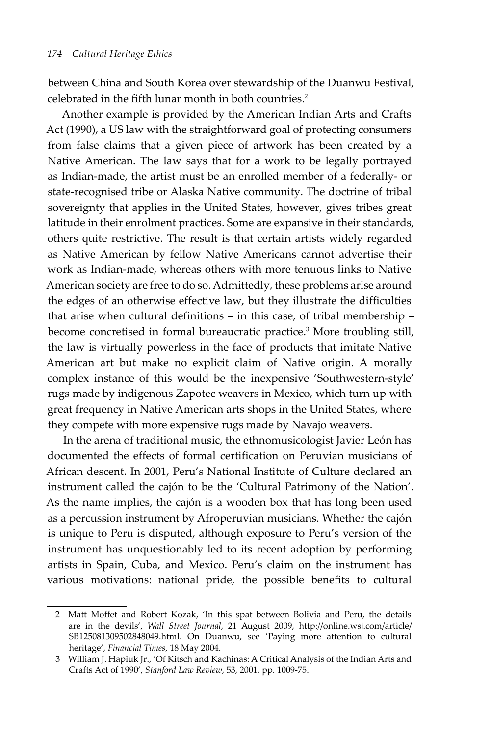between China and South Korea over stewardship of the Duanwu Festival, celebrated in the fifth lunar month in both countries.[2]

Another example is provided by the American Indian Arts and Crafts Act (1990), a US law with the straightforward goal of protecting consumers from false claims that a given piece of artwork has been created by a Native American. The law says that for a work to be legally portrayed as Indian-made, the artist must be an enrolled member of a federally- or state-recognised tribe or Alaska Native community. The doctrine of tribal sovereignty that applies in the United States, however, gives tribes great latitude in their enrolment practices. Some are expansive in their standards, others quite restrictive. The result is that certain artists widely regarded as Native American by fellow Native Americans cannot advertise their work as Indian-made, whereas others with more tenuous links to Native American society are free to do so. Admittedly, these problems arise around the edges of an otherwise effective law, but they illustrate the difficulties that arise when cultural definitions – in this case, of tribal membership – become concretised in formal bureaucratic practice.[3] More troubling still, the law is virtually powerless in the face of products that imitate Native American art but make no explicit claim of Native origin. A morally complex instance of this would be the inexpensive 'Southwestern-style' rugs made by indigenous Zapotec weavers in Mexico, which turn up with great frequency in Native American arts shops in the United States, where they compete with more expensive rugs made by Navajo weavers.

In the arena of traditional music, the ethnomusicologist Javier León has documented the effects of formal certification on Peruvian musicians of African descent. In 2001, Peru's National Institute of Culture declared an instrument called the cajón to be the 'Cultural Patrimony of the Nation'. As the name implies, the cajón is a wooden box that has long been used as a percussion instrument by Afroperuvian musicians. Whether the cajón is unique to Peru is disputed, although exposure to Peru's version of the instrument has unquestionably led to its recent adoption by performing artists in Spain, Cuba, and Mexico. Peru's claim on the instrument has various motivations: national pride, the possible benefits to cultural

---

2 Matt Moffet and Robert Kozak, 'In this spat between Bolivia and Peru, the details are in the devils', *Wall Street Journal*, 21 August 2009, http://online.wsj.com/article/SB125081309502848049.html. On Duanwu, see 'Paying more attention to cultural heritage', *Financial Times*, 18 May 2004.

3 William J. Hapiuk Jr., 'Of Kitsch and Kachinas: A Critical Analysis of the Indian Arts and Crafts Act of 1990', *Stanford Law Review*, 53, 2001, pp. 1009-75.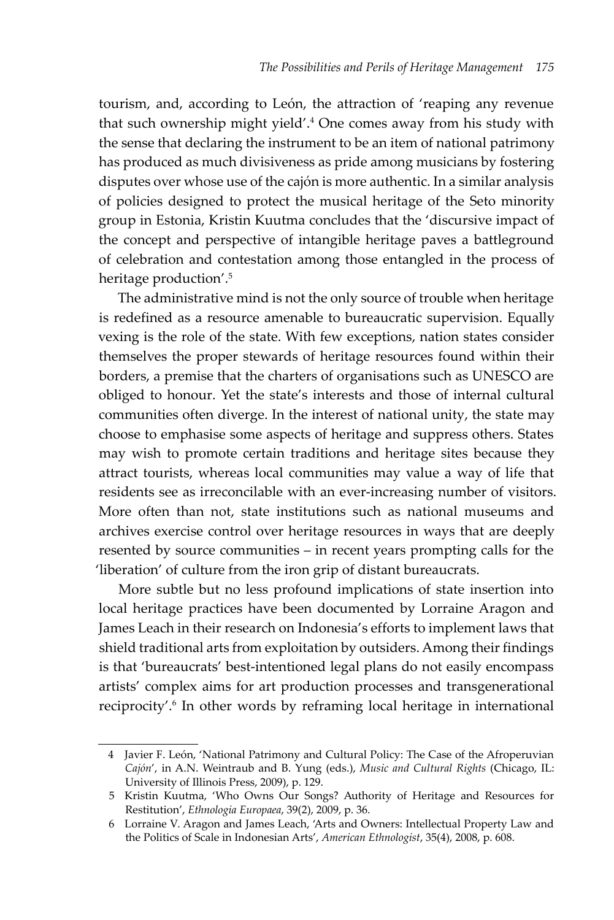tourism, and, according to León, the attraction of 'reaping any revenue that such ownership might yield'.[4] One comes away from his study with the sense that declaring the instrument to be an item of national patrimony has produced as much divisiveness as pride among musicians by fostering disputes over whose use of the cajón is more authentic. In a similar analysis of policies designed to protect the musical heritage of the Seto minority group in Estonia, Kristin Kuutma concludes that the 'discursive impact of the concept and perspective of intangible heritage paves a battleground of celebration and contestation among those entangled in the process of heritage production'.[5]

The administrative mind is not the only source of trouble when heritage is redefined as a resource amenable to bureaucratic supervision. Equally vexing is the role of the state. With few exceptions, nation states consider themselves the proper stewards of heritage resources found within their borders, a premise that the charters of organisations such as UNESCO are obliged to honour. Yet the state's interests and those of internal cultural communities often diverge. In the interest of national unity, the state may choose to emphasise some aspects of heritage and suppress others. States may wish to promote certain traditions and heritage sites because they attract tourists, whereas local communities may value a way of life that residents see as irreconcilable with an ever-increasing number of visitors. More often than not, state institutions such as national museums and archives exercise control over heritage resources in ways that are deeply resented by source communities – in recent years prompting calls for the 'liberation' of culture from the iron grip of distant bureaucrats.

More subtle but no less profound implications of state insertion into local heritage practices have been documented by Lorraine Aragon and James Leach in their research on Indonesia's efforts to implement laws that shield traditional arts from exploitation by outsiders. Among their findings is that 'bureaucrats' best-intentioned legal plans do not easily encompass artists' complex aims for art production processes and transgenerational reciprocity'.[6] In other words by reframing local heritage in international

---

4 Javier F. León, 'National Patrimony and Cultural Policy: The Case of the Afroperuvian *Cajón*', in A.N. Weintraub and B. Yung (eds.), *Music and Cultural Rights* (Chicago, IL: University of Illinois Press, 2009), p. 129.

5 Kristin Kuutma, 'Who Owns Our Songs? Authority of Heritage and Resources for Restitution', *Ethnologia Europaea*, 39(2), 2009, p. 36.

6 Lorraine V. Aragon and James Leach, 'Arts and Owners: Intellectual Property Law and the Politics of Scale in Indonesian Arts', *American Ethnologist*, 35(4), 2008, p. 608.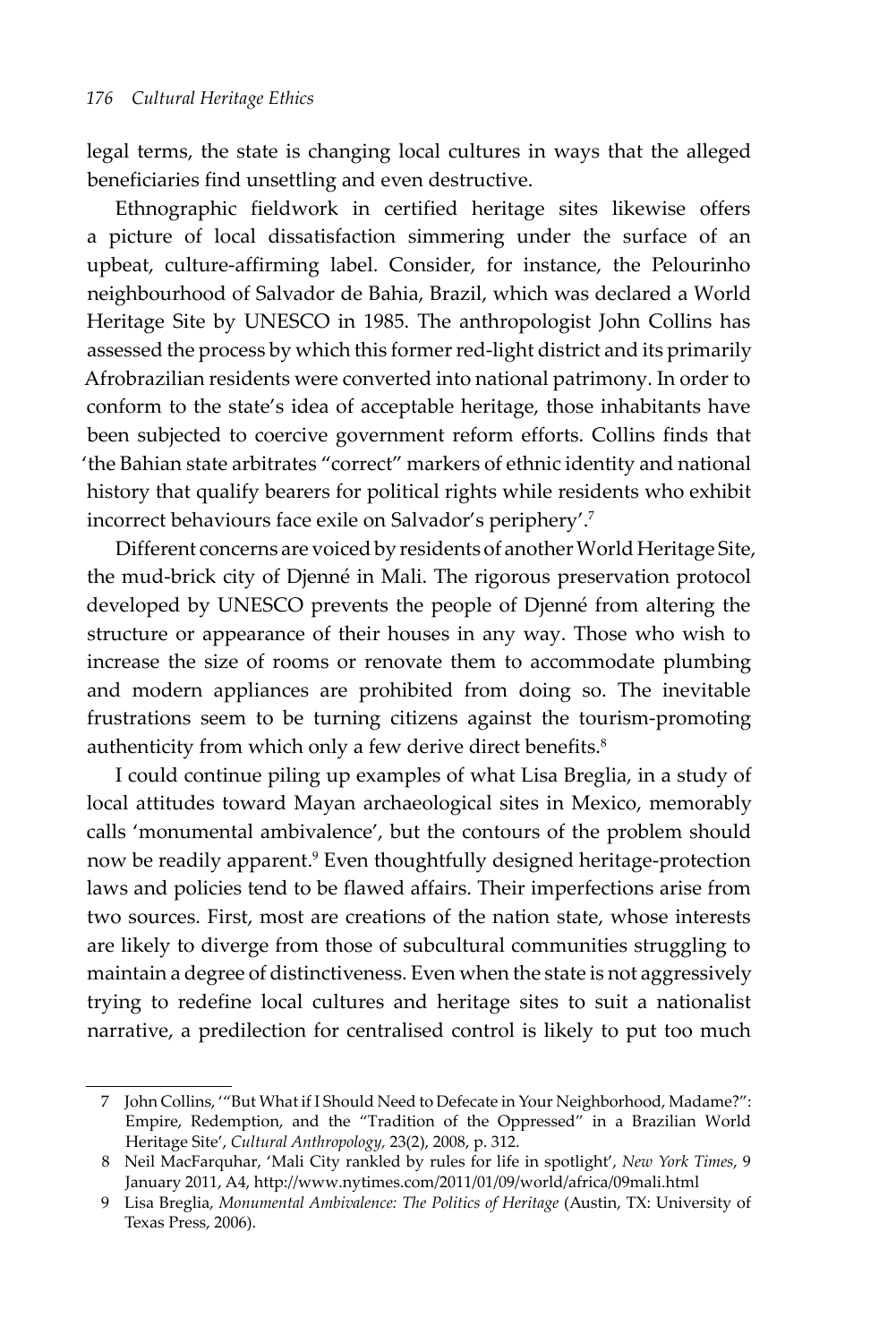legal terms, the state is changing local cultures in ways that the alleged beneficiaries find unsettling and even destructive.

Ethnographic fieldwork in certified heritage sites likewise offers a picture of local dissatisfaction simmering under the surface of an upbeat, culture-affirming label. Consider, for instance, the Pelourinho neighbourhood of Salvador de Bahia, Brazil, which was declared a World Heritage Site by UNESCO in 1985. The anthropologist John Collins has assessed the process by which this former red-light district and its primarily Afrobrazilian residents were converted into national patrimony. In order to conform to the state's idea of acceptable heritage, those inhabitants have been subjected to coercive government reform efforts. Collins finds that 'the Bahian state arbitrates "correct" markers of ethnic identity and national history that qualify bearers for political rights while residents who exhibit incorrect behaviours face exile on Salvador's periphery'.[7]

Different concerns are voiced by residents of another World Heritage Site, the mud-brick city of Djenné in Mali. The rigorous preservation protocol developed by UNESCO prevents the people of Djenné from altering the structure or appearance of their houses in any way. Those who wish to increase the size of rooms or renovate them to accommodate plumbing and modern appliances are prohibited from doing so. The inevitable frustrations seem to be turning citizens against the tourism-promoting authenticity from which only a few derive direct benefits.[8]

I could continue piling up examples of what Lisa Breglia, in a study of local attitudes toward Mayan archaeological sites in Mexico, memorably calls 'monumental ambivalence', but the contours of the problem should now be readily apparent.[9] Even thoughtfully designed heritage-protection laws and policies tend to be flawed affairs. Their imperfections arise from two sources. First, most are creations of the nation state, whose interests are likely to diverge from those of subcultural communities struggling to maintain a degree of distinctiveness. Even when the state is not aggressively trying to redefine local cultures and heritage sites to suit a nationalist narrative, a predilection for centralised control is likely to put too much

---

7 John Collins, '"But What if I Should Need to Defecate in Your Neighborhood, Madame?": Empire, Redemption, and the "Tradition of the Oppressed" in a Brazilian World Heritage Site', *Cultural Anthropology,* 23(2), 2008, p. 312.

8 Neil MacFarquhar, 'Mali City rankled by rules for life in spotlight', *New York Times*, 9 January 2011, A4, http://www.nytimes.com/2011/01/09/world/africa/09mali.html

9 Lisa Breglia, *Monumental Ambivalence: The Politics of Heritage* (Austin, TX: University of Texas Press, 2006).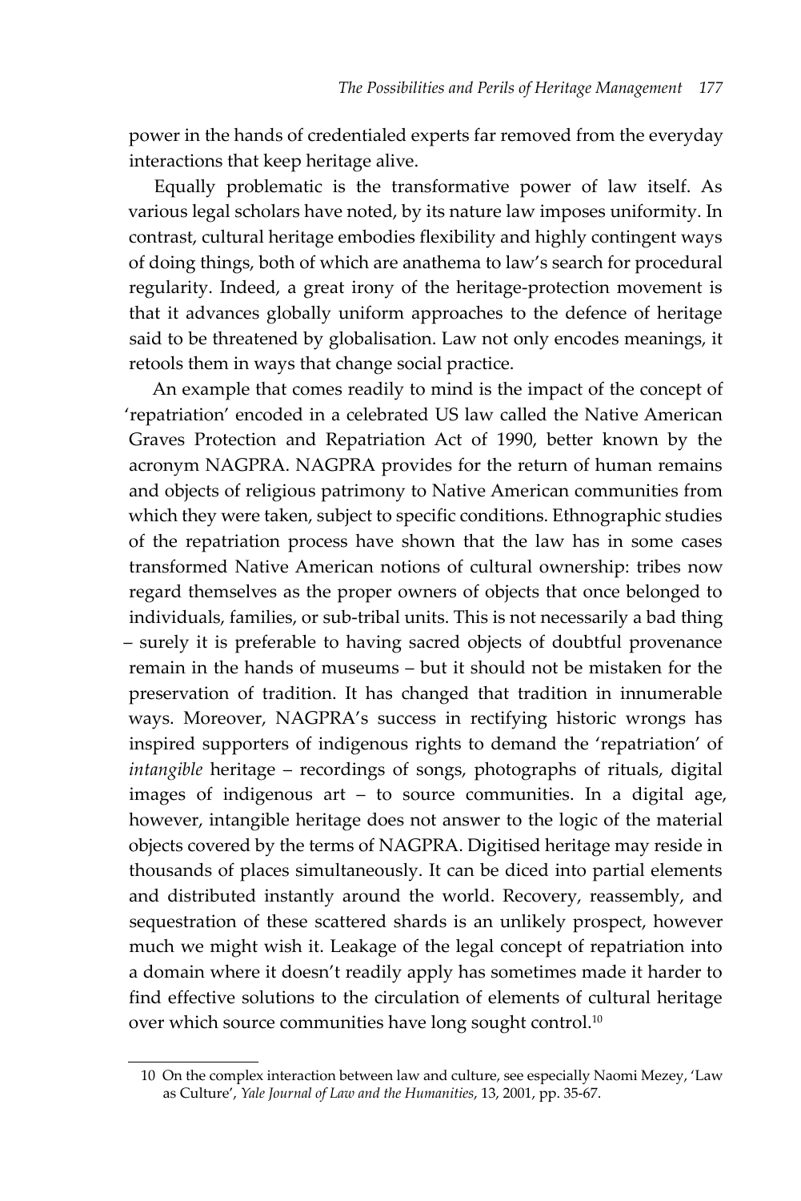power in the hands of credentialed experts far removed from the everyday interactions that keep heritage alive.

Equally problematic is the transformative power of law itself. As various legal scholars have noted, by its nature law imposes uniformity. In contrast, cultural heritage embodies flexibility and highly contingent ways of doing things, both of which are anathema to law's search for procedural regularity. Indeed, a great irony of the heritage-protection movement is that it advances globally uniform approaches to the defence of heritage said to be threatened by globalisation. Law not only encodes meanings, it retools them in ways that change social practice.

An example that comes readily to mind is the impact of the concept of 'repatriation' encoded in a celebrated US law called the Native American Graves Protection and Repatriation Act of 1990, better known by the acronym NAGPRA. NAGPRA provides for the return of human remains and objects of religious patrimony to Native American communities from which they were taken, subject to specific conditions. Ethnographic studies of the repatriation process have shown that the law has in some cases transformed Native American notions of cultural ownership: tribes now regard themselves as the proper owners of objects that once belonged to individuals, families, or sub-tribal units. This is not necessarily a bad thing – surely it is preferable to having sacred objects of doubtful provenance remain in the hands of museums – but it should not be mistaken for the preservation of tradition. It has changed that tradition in innumerable ways. Moreover, NAGPRA's success in rectifying historic wrongs has inspired supporters of indigenous rights to demand the 'repatriation' of *intangible* heritage – recordings of songs, photographs of rituals, digital images of indigenous art – to source communities. In a digital age, however, intangible heritage does not answer to the logic of the material objects covered by the terms of NAGPRA. Digitised heritage may reside in thousands of places simultaneously. It can be diced into partial elements and distributed instantly around the world. Recovery, reassembly, and sequestration of these scattered shards is an unlikely prospect, however much we might wish it. Leakage of the legal concept of repatriation into a domain where it doesn't readily apply has sometimes made it harder to find effective solutions to the circulation of elements of cultural heritage over which source communities have long sought control.[10]

---

10 On the complex interaction between law and culture, see especially Naomi Mezey, 'Law as Culture', *Yale Journal of Law and the Humanities*, 13, 2001, pp. 35-67.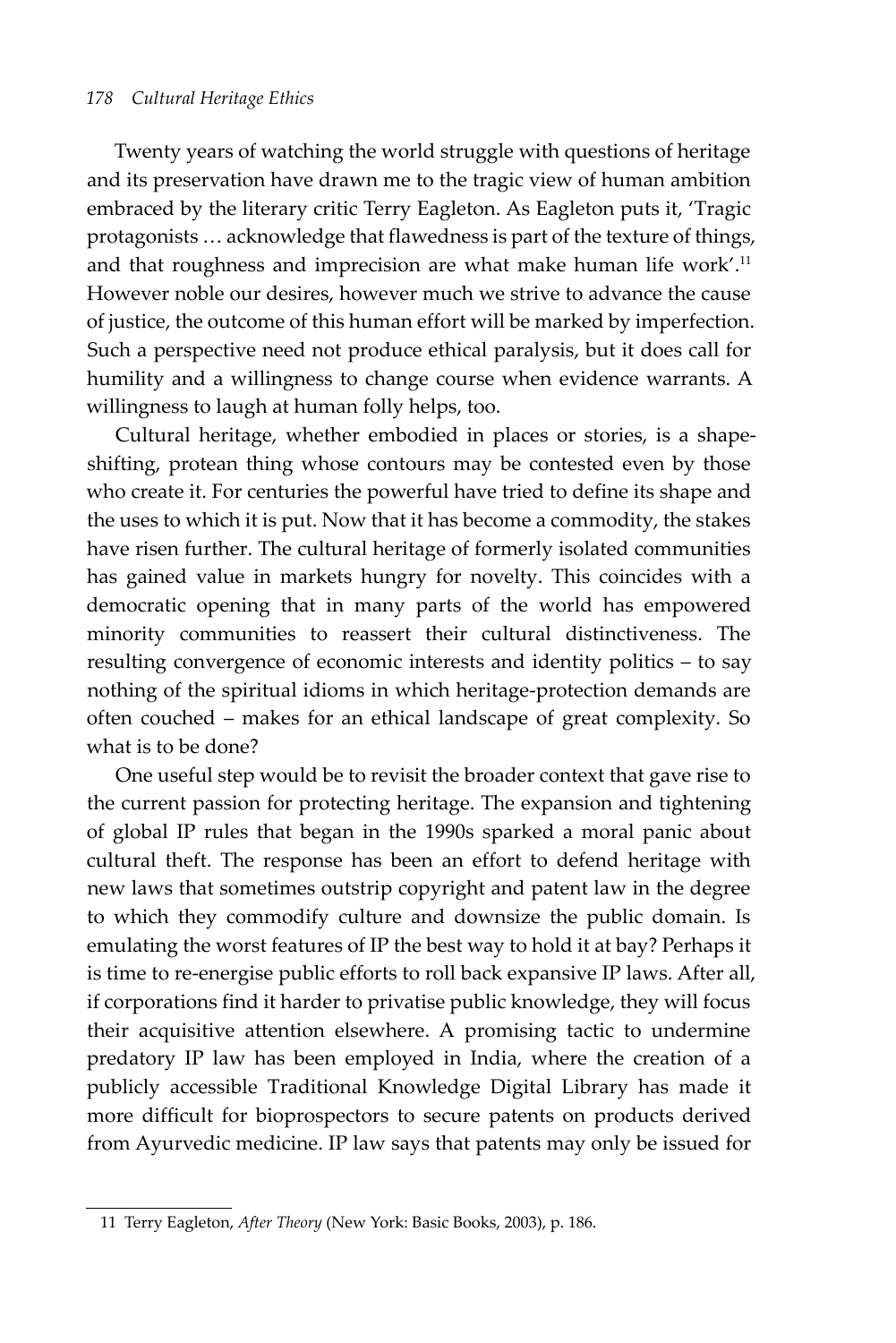Twenty years of watching the world struggle with questions of heritage and its preservation have drawn me to the tragic view of human ambition embraced by the literary critic Terry Eagleton. As Eagleton puts it, 'Tragic protagonists … acknowledge that flawedness is part of the texture of things, and that roughness and imprecision are what make human life work'.[11] However noble our desires, however much we strive to advance the cause of justice, the outcome of this human effort will be marked by imperfection. Such a perspective need not produce ethical paralysis, but it does call for humility and a willingness to change course when evidence warrants. A willingness to laugh at human folly helps, too.

Cultural heritage, whether embodied in places or stories, is a shape-shifting, protean thing whose contours may be contested even by those who create it. For centuries the powerful have tried to define its shape and the uses to which it is put. Now that it has become a commodity, the stakes have risen further. The cultural heritage of formerly isolated communities has gained value in markets hungry for novelty. This coincides with a democratic opening that in many parts of the world has empowered minority communities to reassert their cultural distinctiveness. The resulting convergence of economic interests and identity politics – to say nothing of the spiritual idioms in which heritage-protection demands are often couched – makes for an ethical landscape of great complexity. So what is to be done?

One useful step would be to revisit the broader context that gave rise to the current passion for protecting heritage. The expansion and tightening of global IP rules that began in the 1990s sparked a moral panic about cultural theft. The response has been an effort to defend heritage with new laws that sometimes outstrip copyright and patent law in the degree to which they commodify culture and downsize the public domain. Is emulating the worst features of IP the best way to hold it at bay? Perhaps it is time to re-energise public efforts to roll back expansive IP laws. After all, if corporations find it harder to privatise public knowledge, they will focus their acquisitive attention elsewhere. A promising tactic to undermine predatory IP law has been employed in India, where the creation of a publicly accessible Traditional Knowledge Digital Library has made it more difficult for bioprospectors to secure patents on products derived from Ayurvedic medicine. IP law says that patents may only be issued for

---

11 Terry Eagleton, *After Theory* (New York: Basic Books, 2003), p. 186.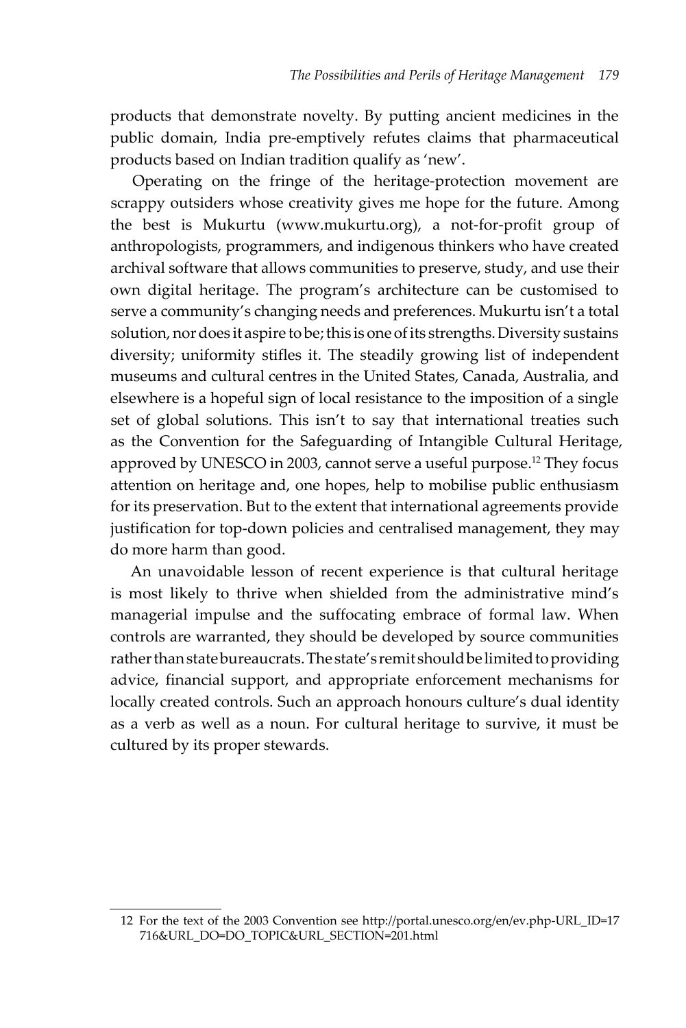products that demonstrate novelty. By putting ancient medicines in the public domain, India pre-emptively refutes claims that pharmaceutical products based on Indian tradition qualify as 'new'.

Operating on the fringe of the heritage-protection movement are scrappy outsiders whose creativity gives me hope for the future. Among the best is Mukurtu (www.mukurtu.org), a not-for-profit group of anthropologists, programmers, and indigenous thinkers who have created archival software that allows communities to preserve, study, and use their own digital heritage. The program's architecture can be customised to serve a community's changing needs and preferences. Mukurtu isn't a total solution, nor does it aspire to be; this is one of its strengths. Diversity sustains diversity; uniformity stifles it. The steadily growing list of independent museums and cultural centres in the United States, Canada, Australia, and elsewhere is a hopeful sign of local resistance to the imposition of a single set of global solutions. This isn't to say that international treaties such as the Convention for the Safeguarding of Intangible Cultural Heritage, approved by UNESCO in 2003, cannot serve a useful purpose.[12] They focus attention on heritage and, one hopes, help to mobilise public enthusiasm for its preservation. But to the extent that international agreements provide justification for top-down policies and centralised management, they may do more harm than good.

An unavoidable lesson of recent experience is that cultural heritage is most likely to thrive when shielded from the administrative mind's managerial impulse and the suffocating embrace of formal law. When controls are warranted, they should be developed by source communities rather than state bureaucrats. The state's remit should be limited to providing advice, financial support, and appropriate enforcement mechanisms for locally created controls. Such an approach honours culture's dual identity as a verb as well as a noun. For cultural heritage to survive, it must be cultured by its proper stewards.

---

12 For the text of the 2003 Convention see http://portal.unesco.org/en/ev.php-URL_ID=17716&URL_DO=DO_TOPIC&URL_SECTION=201.html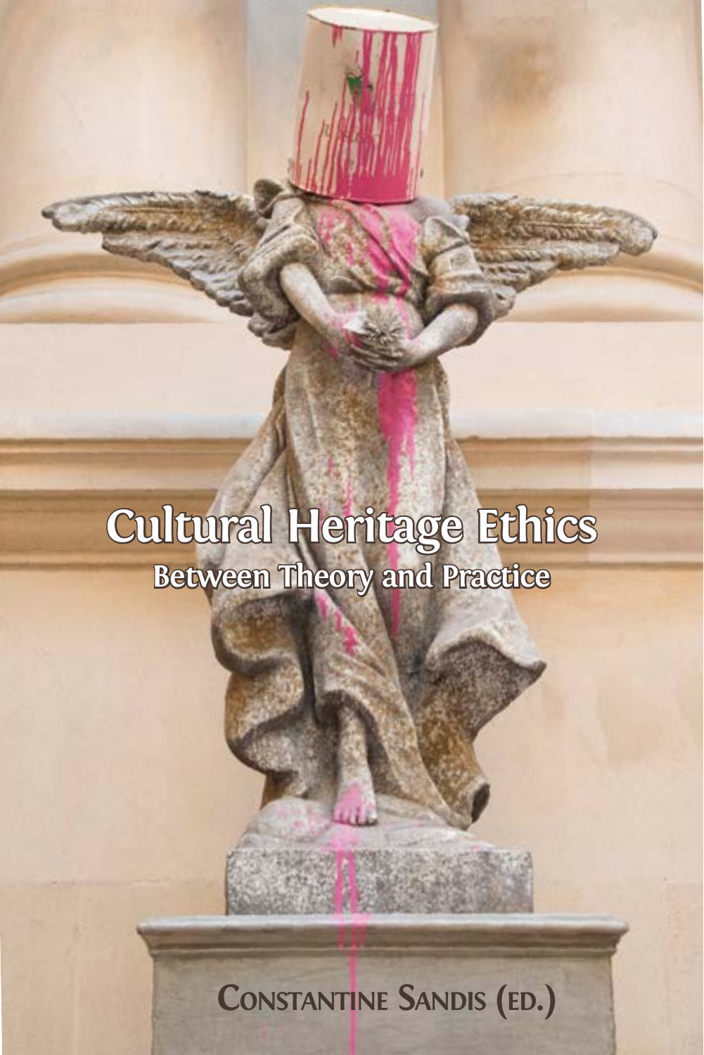# Cultural Heritage Ethics

## Between Theory and Practice

Constantine Sandis (ed.)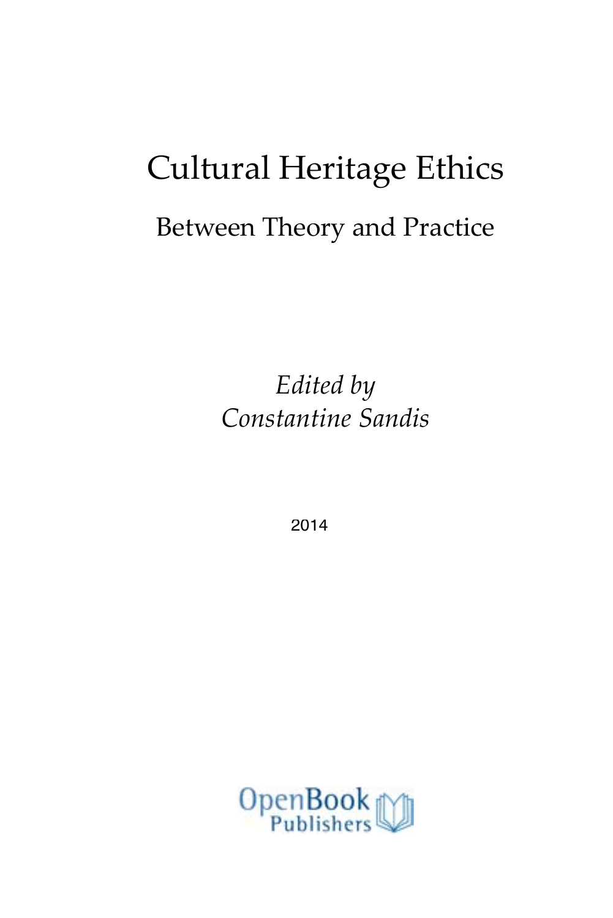# Cultural Heritage Ethics

## Between Theory and Practice

*Edited by*
*Constantine Sandis*

2014

OpenBook Publishers